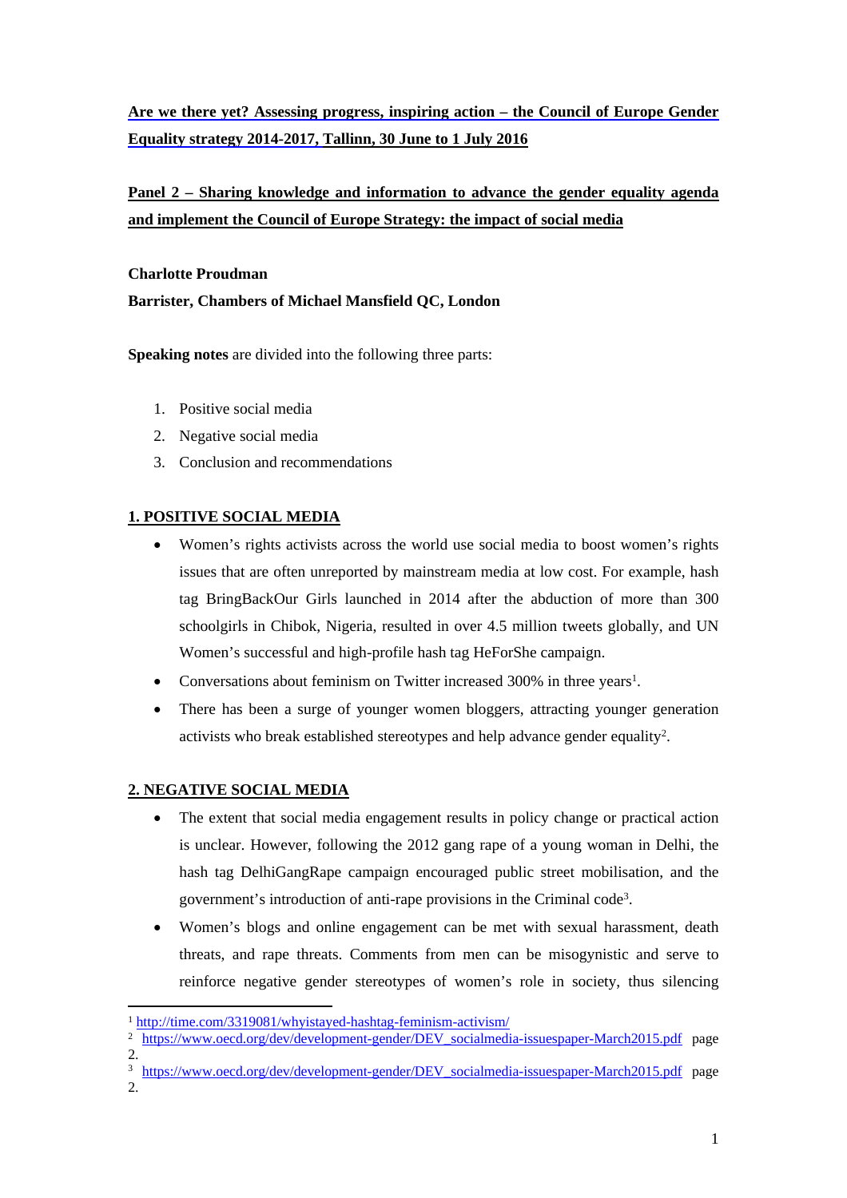**Are we there yet? Assessing progress, inspiring action – the Council of Europe Gender Equality strategy 2014-2017, Tallinn, 30 June to 1 July 2016**

**Panel 2 – Sharing knowledge and information to advance the gender equality agenda and implement the Council of Europe Strategy: the impact of social media**

**Charlotte Proudman**

**Barrister, Chambers of Michael Mansfield QC, London**

**Speaking notes** are divided into the following three parts:

1. Positive social media
2. Negative social media
3. Conclusion and recommendations

## 1. POSITIVE SOCIAL MEDIA

- Women's rights activists across the world use social media to boost women's rights issues that are often unreported by mainstream media at low cost. For example, hash tag BringBackOur Girls launched in 2014 after the abduction of more than 300 schoolgirls in Chibok, Nigeria, resulted in over 4.5 million tweets globally, and UN Women's successful and high-profile hash tag HeForShe campaign.
- Conversations about feminism on Twitter increased 300% in three years[1].
- There has been a surge of younger women bloggers, attracting younger generation activists who break established stereotypes and help advance gender equality[2].

## 2. NEGATIVE SOCIAL MEDIA

- The extent that social media engagement results in policy change or practical action is unclear. However, following the 2012 gang rape of a young woman in Delhi, the hash tag DelhiGangRape campaign encouraged public street mobilisation, and the government's introduction of anti-rape provisions in the Criminal code[3].
- Women's blogs and online engagement can be met with sexual harassment, death threats, and rape threats. Comments from men can be misogynistic and serve to reinforce negative gender stereotypes of women's role in society, thus silencing

---

[1] http://time.com/3319081/whyistayed-hashtag-feminism-activism/

[2] https://www.oecd.org/dev/development-gender/DEV_socialmedia-issuespaper-March2015.pdf page 2.

[3] https://www.oecd.org/dev/development-gender/DEV_socialmedia-issuespaper-March2015.pdf page 2.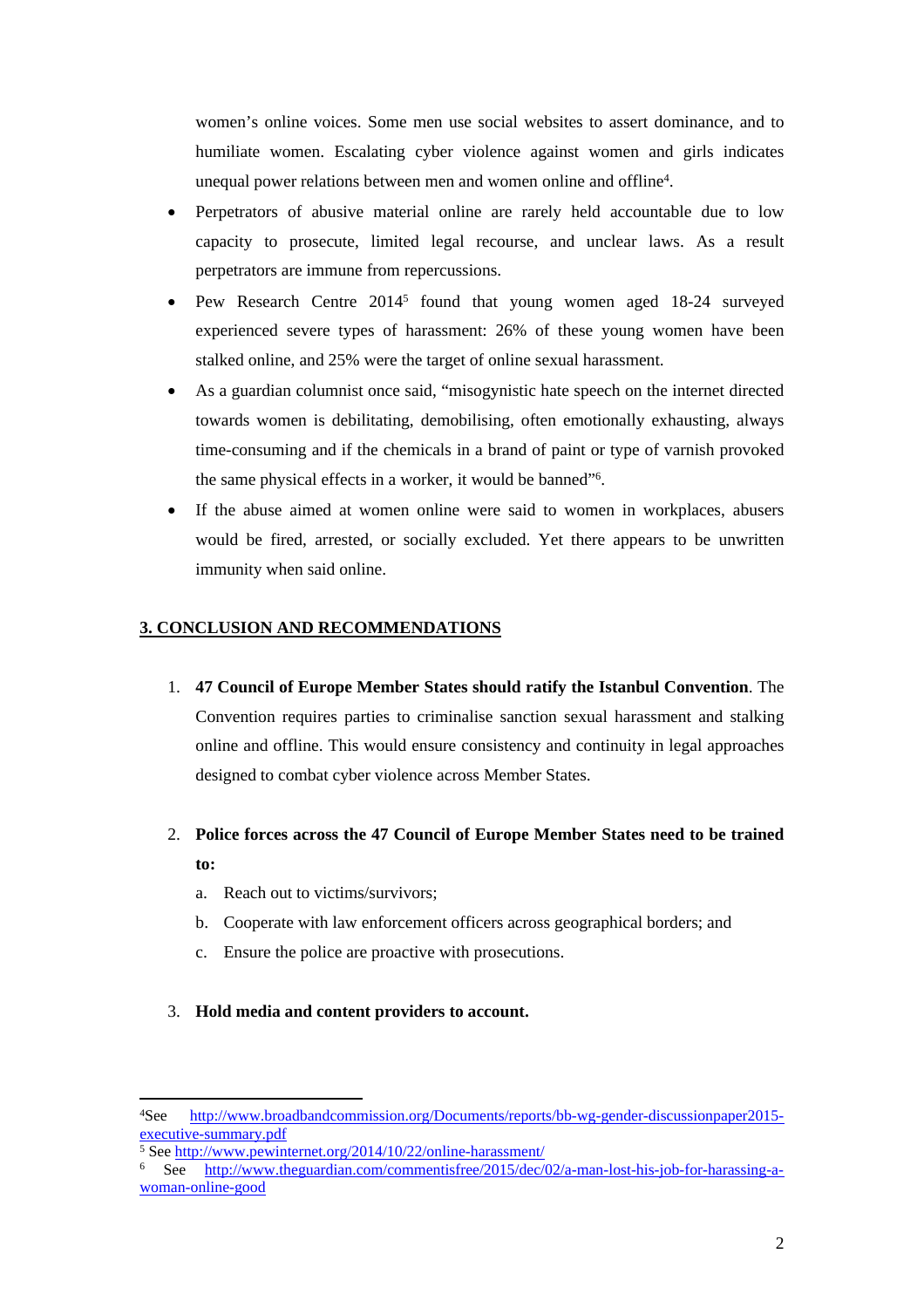women's online voices. Some men use social websites to assert dominance, and to humiliate women. Escalating cyber violence against women and girls indicates unequal power relations between men and women online and offline[4].

- Perpetrators of abusive material online are rarely held accountable due to low capacity to prosecute, limited legal recourse, and unclear laws. As a result perpetrators are immune from repercussions.
- Pew Research Centre 2014[5] found that young women aged 18-24 surveyed experienced severe types of harassment: 26% of these young women have been stalked online, and 25% were the target of online sexual harassment.
- As a guardian columnist once said, "misogynistic hate speech on the internet directed towards women is debilitating, demobilising, often emotionally exhausting, always time-consuming and if the chemicals in a brand of paint or type of varnish provoked the same physical effects in a worker, it would be banned"[6].
- If the abuse aimed at women online were said to women in workplaces, abusers would be fired, arrested, or socially excluded. Yet there appears to be unwritten immunity when said online.

## 3. CONCLUSION AND RECOMMENDATIONS

1. **47 Council of Europe Member States should ratify the Istanbul Convention**. The Convention requires parties to criminalise sanction sexual harassment and stalking online and offline. This would ensure consistency and continuity in legal approaches designed to combat cyber violence across Member States.

2. **Police forces across the 47 Council of Europe Member States need to be trained to:**
   a. Reach out to victims/survivors;
   b. Cooperate with law enforcement officers across geographical borders; and
   c. Ensure the police are proactive with prosecutions.

3. **Hold media and content providers to account.**

---

[4] See http://www.broadbandcommission.org/Documents/reports/bb-wg-gender-discussionpaper2015-executive-summary.pdf

[5] See http://www.pewinternet.org/2014/10/22/online-harassment/

[6] See http://www.theguardian.com/commentisfree/2015/dec/02/a-man-lost-his-job-for-harassing-a-woman-online-good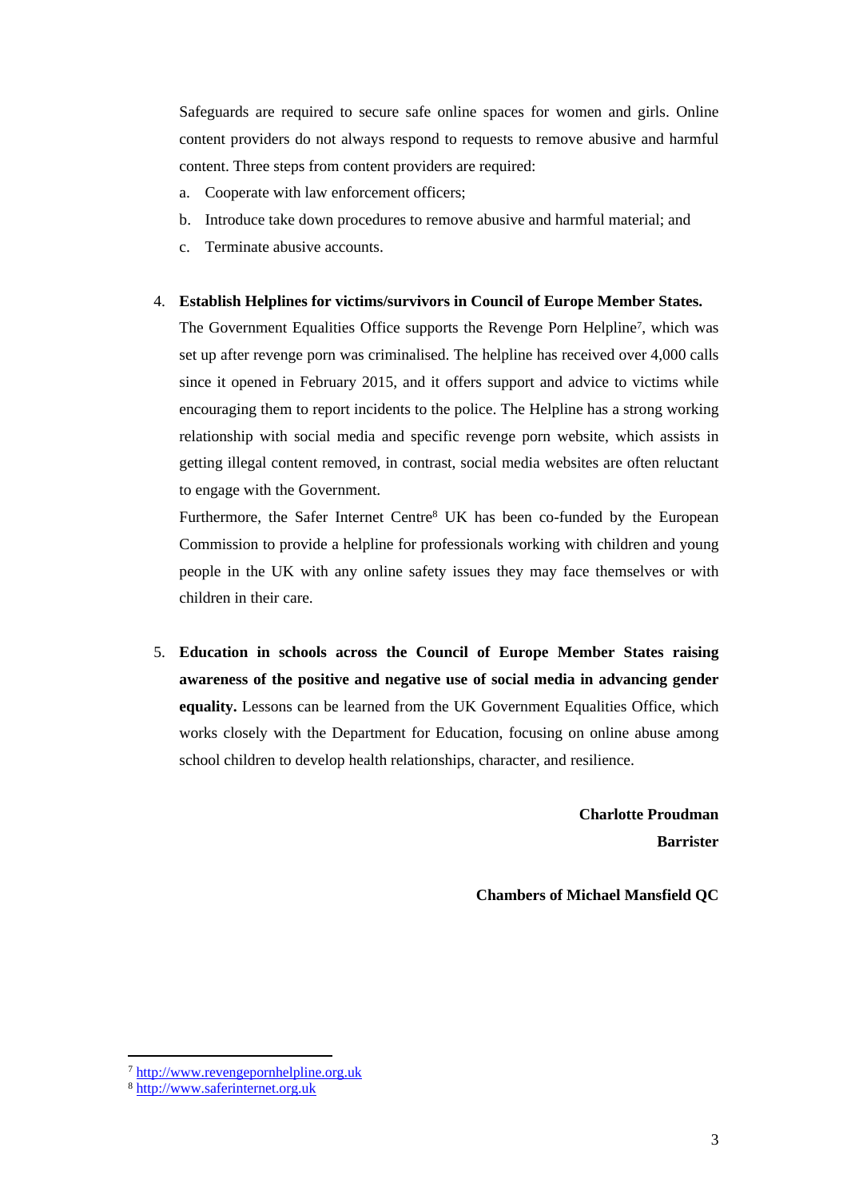Safeguards are required to secure safe online spaces for women and girls. Online content providers do not always respond to requests to remove abusive and harmful content. Three steps from content providers are required:

a. Cooperate with law enforcement officers;

b. Introduce take down procedures to remove abusive and harmful material; and

c. Terminate abusive accounts.

4. **Establish Helplines for victims/survivors in Council of Europe Member States.** The Government Equalities Office supports the Revenge Porn Helpline[7], which was set up after revenge porn was criminalised. The helpline has received over 4,000 calls since it opened in February 2015, and it offers support and advice to victims while encouraging them to report incidents to the police. The Helpline has a strong working relationship with social media and specific revenge porn website, which assists in getting illegal content removed, in contrast, social media websites are often reluctant to engage with the Government.

   Furthermore, the Safer Internet Centre[8] UK has been co-funded by the European Commission to provide a helpline for professionals working with children and young people in the UK with any online safety issues they may face themselves or with children in their care.

5. **Education in schools across the Council of Europe Member States raising awareness of the positive and negative use of social media in advancing gender equality.** Lessons can be learned from the UK Government Equalities Office, which works closely with the Department for Education, focusing on online abuse among school children to develop health relationships, character, and resilience.

**Charlotte Proudman**

**Barrister**

**Chambers of Michael Mansfield QC**

---

[7] http://www.revengepornhelpline.org.uk

[8] http://www.saferinternet.org.uk